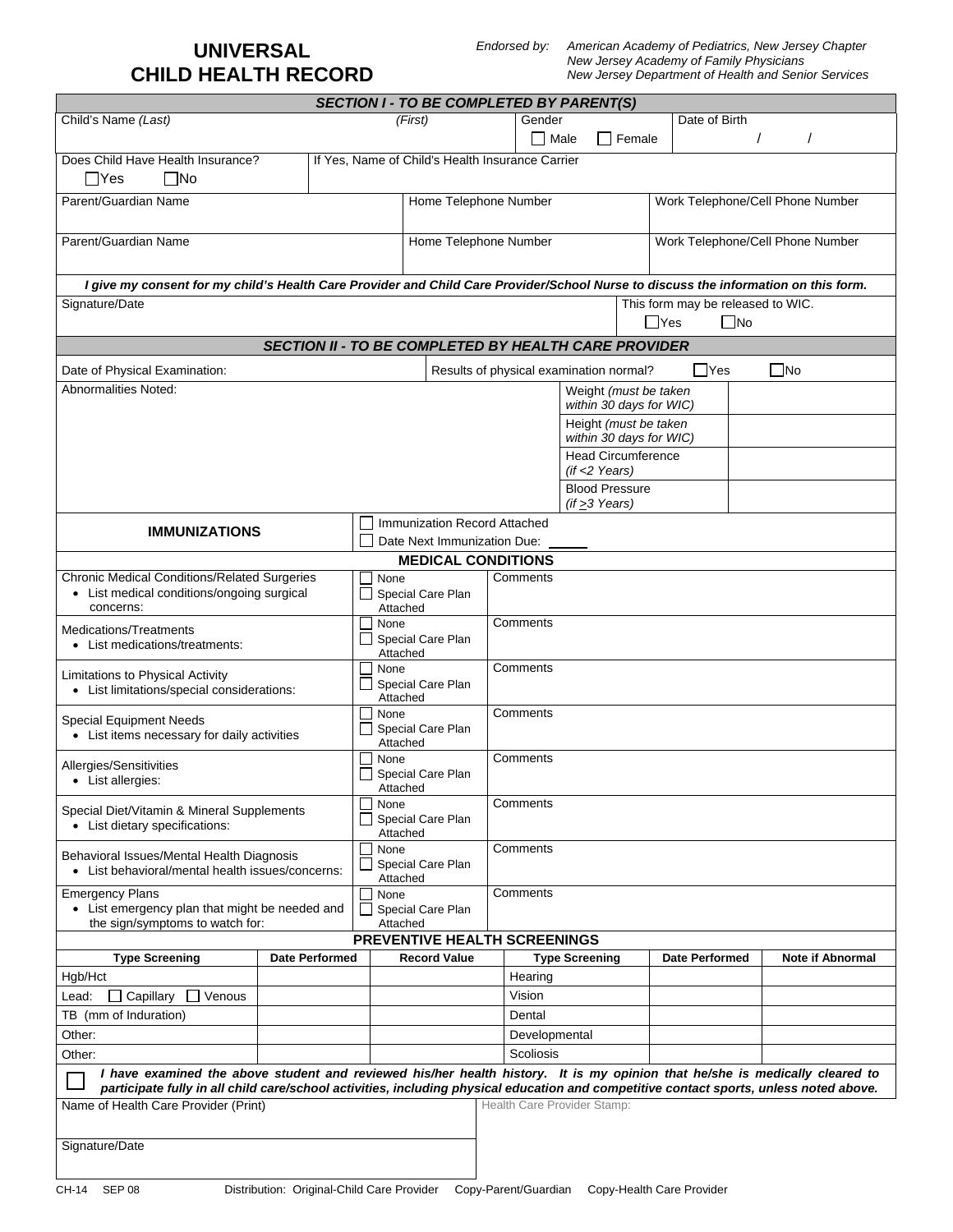# UNIVERSAL CHILD HEALTH RECORD

*Endorsed by:* *American Academy of Pediatrics, New Jersey Chapter*
*New Jersey Academy of Family Physicians*
*New Jersey Department of Health and Senior Services*

## *SECTION I - TO BE COMPLETED BY PARENT(S)*

| Child's Name *(Last)* | *(First)* | Gender ☐ Male ☐ Female | Date of Birth / / |
|---|---|---|---|

| Does Child Have Health Insurance? ☐Yes ☐No | If Yes, Name of Child's Health Insurance Carrier |
|---|---|

| Parent/Guardian Name | Home Telephone Number | Work Telephone/Cell Phone Number |
|---|---|---|
| Parent/Guardian Name | Home Telephone Number | Work Telephone/Cell Phone Number |

***I give my consent for my child's Health Care Provider and Child Care Provider/School Nurse to discuss the information on this form.***

| Signature/Date | This form may be released to WIC. ☐Yes ☐No |
|---|---|

## *SECTION II - TO BE COMPLETED BY HEALTH CARE PROVIDER*

| Date of Physical Examination: | Results of physical examination normal? ☐Yes ☐No | |
|---|---|---|
| Abnormalities Noted: | Weight *(must be taken within 30 days for WIC)* | |
| | Height *(must be taken within 30 days for WIC)* | |
| | Head Circumference *(if <2 Years)* | |
| | Blood Pressure *(if ≥3 Years)* | |

| **IMMUNIZATIONS** | ☐ Immunization Record Attached<br>☐ Date Next Immunization Due: _____ |
|---|---|

### MEDICAL CONDITIONS

| | | |
|---|---|---|
| Chronic Medical Conditions/Related Surgeries<br>• List medical conditions/ongoing surgical concerns: | ☐ None<br>☐ Special Care Plan Attached | Comments |
| Medications/Treatments<br>• List medications/treatments: | ☐ None<br>☐ Special Care Plan Attached | Comments |
| Limitations to Physical Activity<br>• List limitations/special considerations: | ☐ None<br>☐ Special Care Plan Attached | Comments |
| Special Equipment Needs<br>• List items necessary for daily activities | ☐ None<br>☐ Special Care Plan Attached | Comments |
| Allergies/Sensitivities<br>• List allergies: | ☐ None<br>☐ Special Care Plan Attached | Comments |
| Special Diet/Vitamin & Mineral Supplements<br>• List dietary specifications: | ☐ None<br>☐ Special Care Plan Attached | Comments |
| Behavioral Issues/Mental Health Diagnosis<br>• List behavioral/mental health issues/concerns: | ☐ None<br>☐ Special Care Plan Attached | Comments |
| Emergency Plans<br>• List emergency plan that might be needed and the sign/symptoms to watch for: | ☐ None<br>☐ Special Care Plan Attached | Comments |

### PREVENTIVE HEALTH SCREENINGS

| Type Screening | Date Performed | Record Value | Type Screening | Date Performed | Note if Abnormal |
|---|---|---|---|---|---|
| Hgb/Hct | | | Hearing | | |
| Lead: ☐ Capillary ☐ Venous | | | Vision | | |
| TB (mm of Induration) | | | Dental | | |
| Other: | | | Developmental | | |
| Other: | | | Scoliosis | | |

☐ ***I have examined the above student and reviewed his/her health history. It is my opinion that he/she is medically cleared to participate fully in all child care/school activities, including physical education and competitive contact sports, unless noted above.***

| Name of Health Care Provider (Print) | Health Care Provider Stamp: |
|---|---|
| Signature/Date | |

CH-14 SEP 08 Distribution: Original-Child Care Provider Copy-Parent/Guardian Copy-Health Care Provider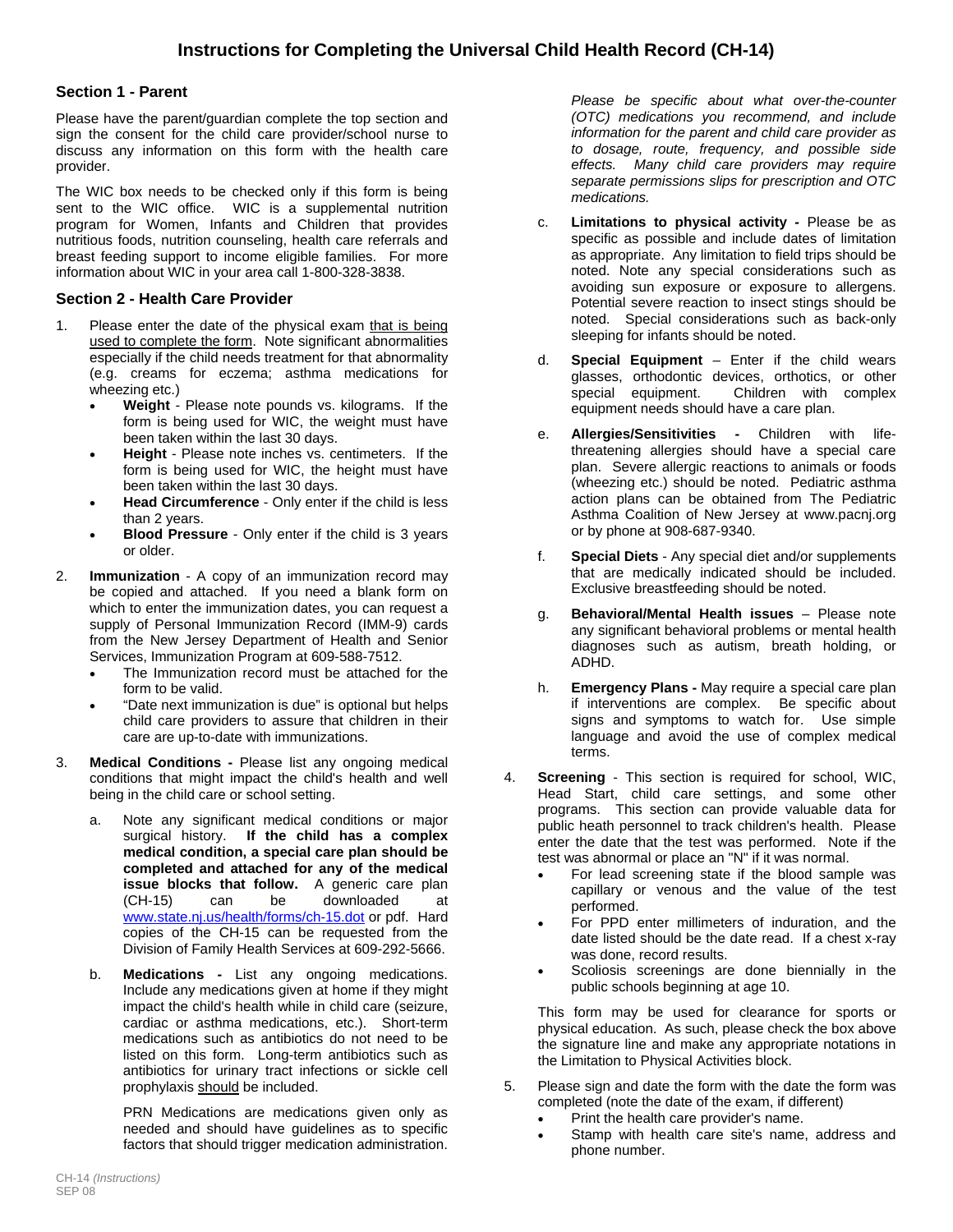# Instructions for Completing the Universal Child Health Record (CH-14)

## Section 1 - Parent

Please have the parent/guardian complete the top section and sign the consent for the child care provider/school nurse to discuss any information on this form with the health care provider.

The WIC box needs to be checked only if this form is being sent to the WIC office. WIC is a supplemental nutrition program for Women, Infants and Children that provides nutritious foods, nutrition counseling, health care referrals and breast feeding support to income eligible families. For more information about WIC in your area call 1-800-328-3838.

## Section 2 - Health Care Provider

1. Please enter the date of the physical exam <u>that is being used to complete the form</u>. Note significant abnormalities especially if the child needs treatment for that abnormality (e.g. creams for eczema; asthma medications for wheezing etc.)
   - **Weight** - Please note pounds vs. kilograms. If the form is being used for WIC, the weight must have been taken within the last 30 days.
   - **Height** - Please note inches vs. centimeters. If the form is being used for WIC, the height must have been taken within the last 30 days.
   - **Head Circumference** - Only enter if the child is less than 2 years.
   - **Blood Pressure** - Only enter if the child is 3 years or older.

2. **Immunization** - A copy of an immunization record may be copied and attached. If you need a blank form on which to enter the immunization dates, you can request a supply of Personal Immunization Record (IMM-9) cards from the New Jersey Department of Health and Senior Services, Immunization Program at 609-588-7512.
   - The Immunization record must be attached for the form to be valid.
   - "Date next immunization is due" is optional but helps child care providers to assure that children in their care are up-to-date with immunizations.

3. **Medical Conditions -** Please list any ongoing medical conditions that might impact the child's health and well being in the child care or school setting.

   a. Note any significant medical conditions or major surgical history. **If the child has a complex medical condition, a special care plan should be completed and attached for any of the medical issue blocks that follow.** A generic care plan (CH-15) can be downloaded at www.state.nj.us/health/forms/ch-15.dot or pdf. Hard copies of the CH-15 can be requested from the Division of Family Health Services at 609-292-5666.

   b. **Medications** - List any ongoing medications. Include any medications given at home if they might impact the child's health while in child care (seizure, cardiac or asthma medications, etc.). Short-term medications such as antibiotics do not need to be listed on this form. Long-term antibiotics such as antibiotics for urinary tract infections or sickle cell prophylaxis <u>should</u> be included.

      PRN Medications are medications given only as needed and should have guidelines as to specific factors that should trigger medication administration.

      *Please be specific about what over-the-counter (OTC) medications you recommend, and include information for the parent and child care provider as to dosage, route, frequency, and possible side effects. Many child care providers may require separate permissions slips for prescription and OTC medications.*

   c. **Limitations to physical activity -** Please be as specific as possible and include dates of limitation as appropriate. Any limitation to field trips should be noted. Note any special considerations such as avoiding sun exposure or exposure to allergens. Potential severe reaction to insect stings should be noted. Special considerations such as back-only sleeping for infants should be noted.

   d. **Special Equipment** – Enter if the child wears glasses, orthodontic devices, orthotics, or other special equipment. Children with complex equipment needs should have a care plan.

   e. **Allergies/Sensitivities -** Children with life-threatening allergies should have a special care plan. Severe allergic reactions to animals or foods (wheezing etc.) should be noted. Pediatric asthma action plans can be obtained from The Pediatric Asthma Coalition of New Jersey at www.pacnj.org or by phone at 908-687-9340.

   f. **Special Diets** - Any special diet and/or supplements that are medically indicated should be included. Exclusive breastfeeding should be noted.

   g. **Behavioral/Mental Health issues** – Please note any significant behavioral problems or mental health diagnoses such as autism, breath holding, or ADHD.

   h. **Emergency Plans -** May require a special care plan if interventions are complex. Be specific about signs and symptoms to watch for. Use simple language and avoid the use of complex medical terms.

4. **Screening** - This section is required for school, WIC, Head Start, child care settings, and some other programs. This section can provide valuable data for public heath personnel to track children's health. Please enter the date that the test was performed. Note if the test was abnormal or place an "N" if it was normal.
   - For lead screening state if the blood sample was capillary or venous and the value of the test performed.
   - For PPD enter millimeters of induration, and the date listed should be the date read. If a chest x-ray was done, record results.
   - Scoliosis screenings are done biennially in the public schools beginning at age 10.

   This form may be used for clearance for sports or physical education. As such, please check the box above the signature line and make any appropriate notations in the Limitation to Physical Activities block.

5. Please sign and date the form with the date the form was completed (note the date of the exam, if different)
   - Print the health care provider's name.
   - Stamp with health care site's name, address and phone number.

CH-14 *(Instructions)*
SEP 08